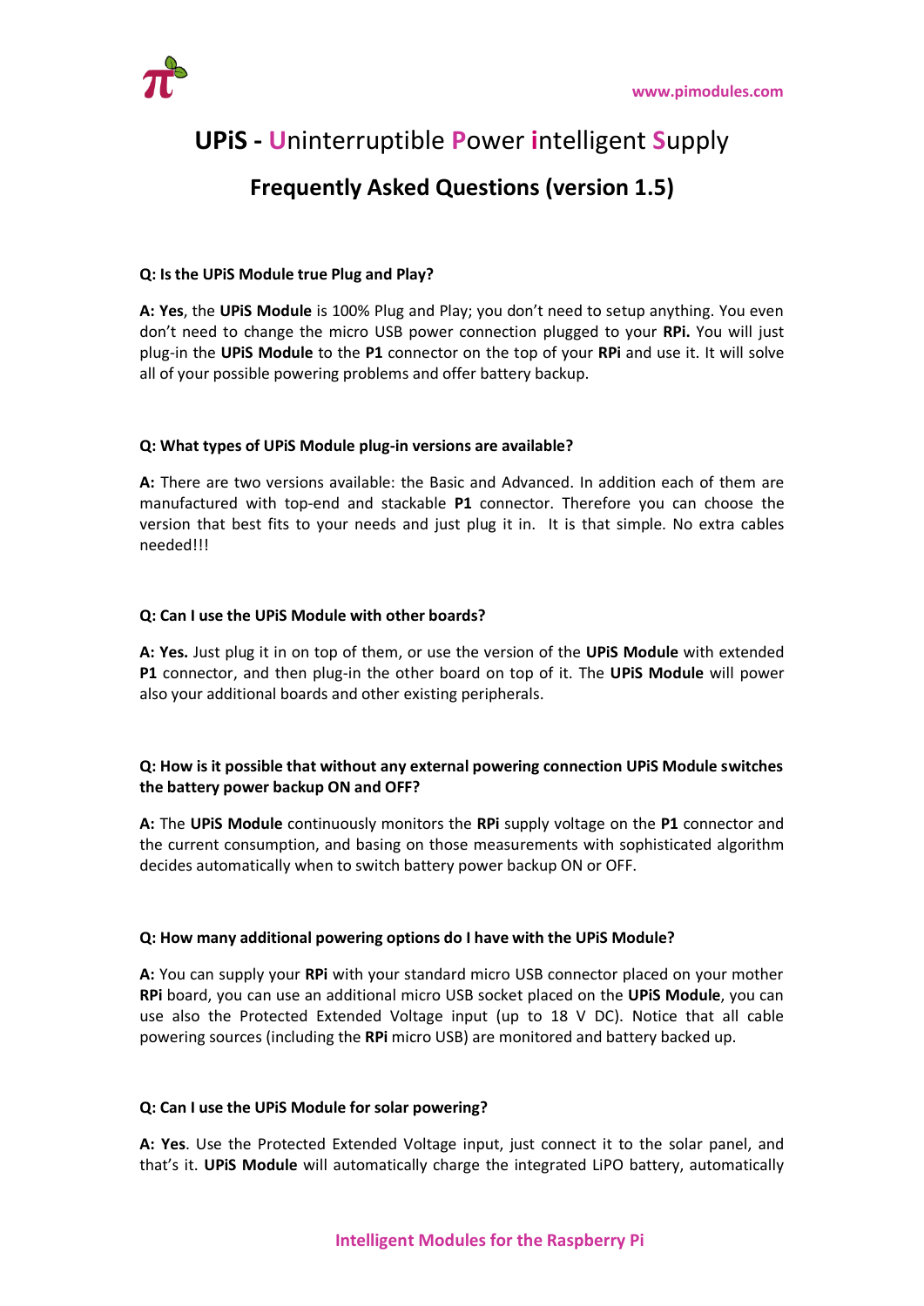# UPiS - Uninterruptible Power intelligent Supply

## Frequently Asked Questions (version 1.5)

**Q: Is the UPiS Module true Plug and Play?**

**A: Yes**, the **UPiS Module** is 100% Plug and Play; you don't need to setup anything. You even don't need to change the micro USB power connection plugged to your **RPi.** You will just plug-in the **UPiS Module** to the **P1** connector on the top of your **RPi** and use it. It will solve all of your possible powering problems and offer battery backup.

**Q: What types of UPiS Module plug-in versions are available?**

**A:** There are two versions available: the Basic and Advanced. In addition each of them are manufactured with top-end and stackable **P1** connector. Therefore you can choose the version that best fits to your needs and just plug it in. It is that simple. No extra cables needed!!!

**Q: Can I use the UPiS Module with other boards?**

**A: Yes.** Just plug it in on top of them, or use the version of the **UPiS Module** with extended **P1** connector, and then plug-in the other board on top of it. The **UPiS Module** will power also your additional boards and other existing peripherals.

**Q: How is it possible that without any external powering connection UPiS Module switches the battery power backup ON and OFF?**

**A:** The **UPiS Module** continuously monitors the **RPi** supply voltage on the **P1** connector and the current consumption, and basing on those measurements with sophisticated algorithm decides automatically when to switch battery power backup ON or OFF.

**Q: How many additional powering options do I have with the UPiS Module?**

**A:** You can supply your **RPi** with your standard micro USB connector placed on your mother **RPi** board, you can use an additional micro USB socket placed on the **UPiS Module**, you can use also the Protected Extended Voltage input (up to 18 V DC). Notice that all cable powering sources (including the **RPi** micro USB) are monitored and battery backed up.

**Q: Can I use the UPiS Module for solar powering?**

**A: Yes**. Use the Protected Extended Voltage input, just connect it to the solar panel, and that's it. **UPiS Module** will automatically charge the integrated LiPO battery, automatically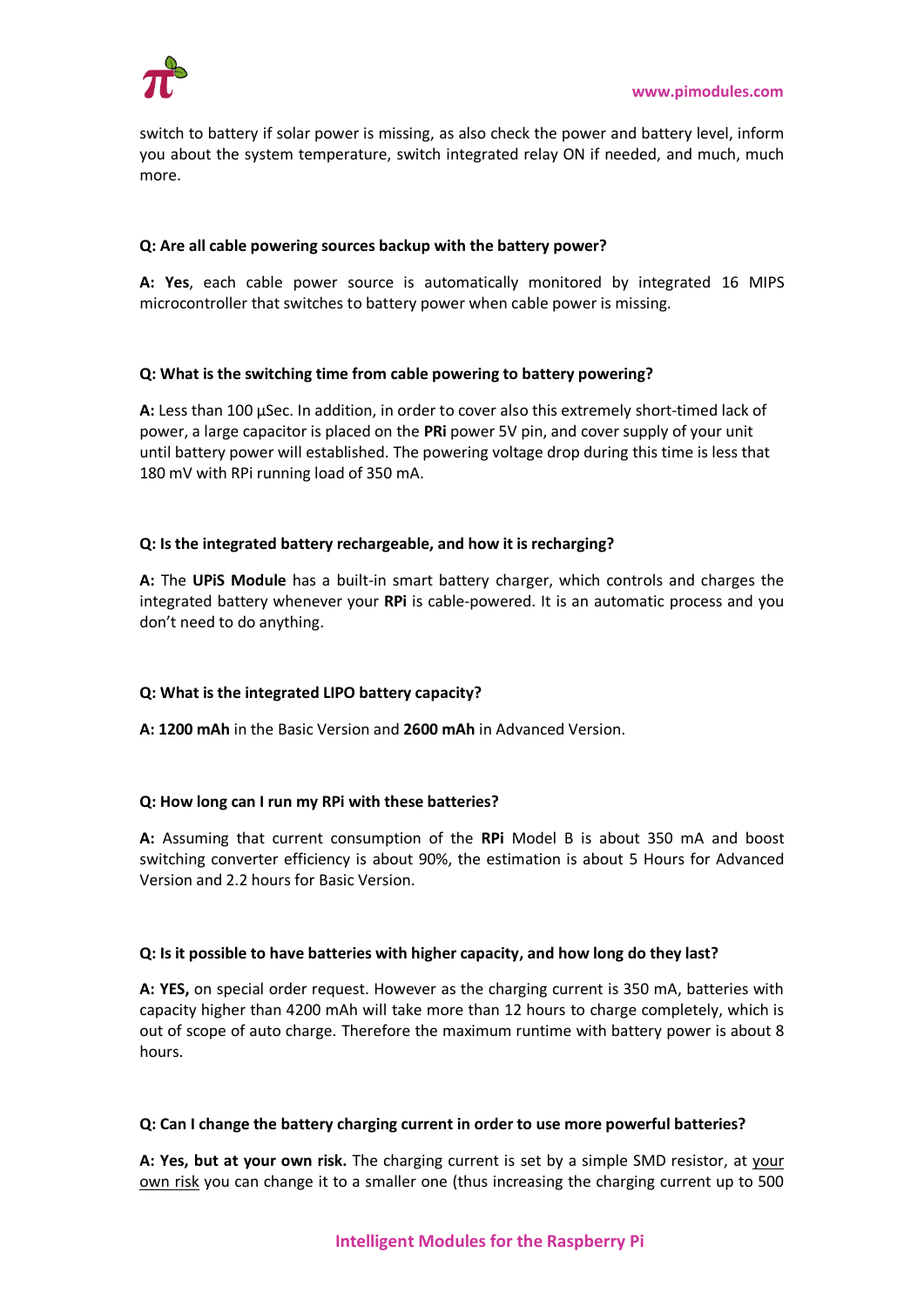switch to battery if solar power is missing, as also check the power and battery level, inform you about the system temperature, switch integrated relay ON if needed, and much, much more.

**Q: Are all cable powering sources backup with the battery power?**

**A: Yes**, each cable power source is automatically monitored by integrated 16 MIPS microcontroller that switches to battery power when cable power is missing.

**Q: What is the switching time from cable powering to battery powering?**

**A:** Less than 100 µSec. In addition, in order to cover also this extremely short-timed lack of power, a large capacitor is placed on the **PRi** power 5V pin, and cover supply of your unit until battery power will established. The powering voltage drop during this time is less that 180 mV with RPi running load of 350 mA.

**Q: Is the integrated battery rechargeable, and how it is recharging?**

**A:** The **UPiS Module** has a built-in smart battery charger, which controls and charges the integrated battery whenever your **RPi** is cable-powered. It is an automatic process and you don't need to do anything.

**Q: What is the integrated LIPO battery capacity?**

**A: 1200 mAh** in the Basic Version and **2600 mAh** in Advanced Version.

**Q: How long can I run my RPi with these batteries?**

**A:** Assuming that current consumption of the **RPi** Model B is about 350 mA and boost switching converter efficiency is about 90%, the estimation is about 5 Hours for Advanced Version and 2.2 hours for Basic Version.

**Q: Is it possible to have batteries with higher capacity, and how long do they last?**

**A: YES,** on special order request. However as the charging current is 350 mA, batteries with capacity higher than 4200 mAh will take more than 12 hours to charge completely, which is out of scope of auto charge. Therefore the maximum runtime with battery power is about 8 hours.

**Q: Can I change the battery charging current in order to use more powerful batteries?**

**A: Yes, but at your own risk.** The charging current is set by a simple SMD resistor, at your own risk you can change it to a smaller one (thus increasing the charging current up to 500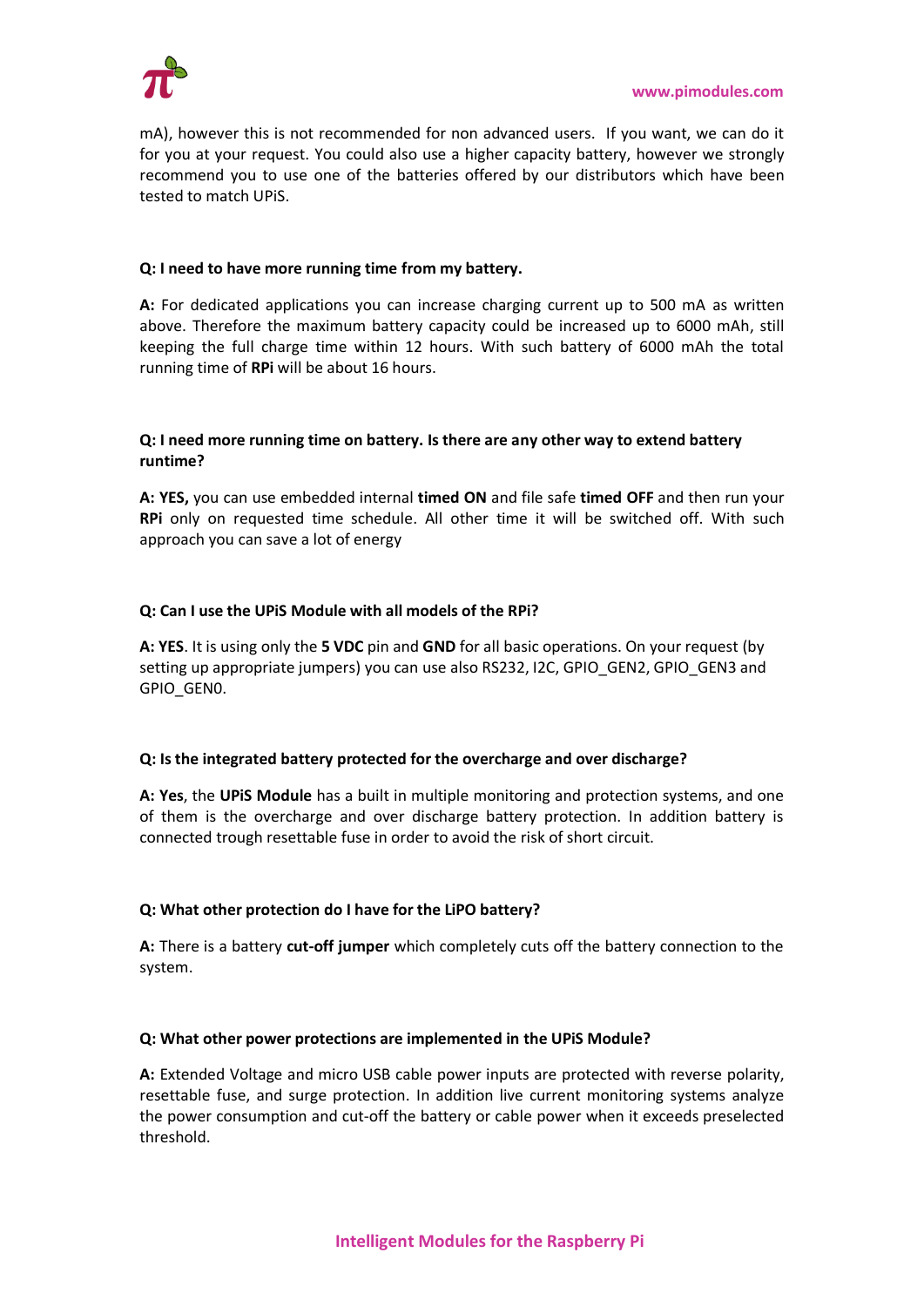mA), however this is not recommended for non advanced users. If you want, we can do it for you at your request. You could also use a higher capacity battery, however we strongly recommend you to use one of the batteries offered by our distributors which have been tested to match UPiS.

**Q: I need to have more running time from my battery.**

**A:** For dedicated applications you can increase charging current up to 500 mA as written above. Therefore the maximum battery capacity could be increased up to 6000 mAh, still keeping the full charge time within 12 hours. With such battery of 6000 mAh the total running time of **RPi** will be about 16 hours.

**Q: I need more running time on battery. Is there are any other way to extend battery runtime?**

**A: YES,** you can use embedded internal **timed ON** and file safe **timed OFF** and then run your **RPi** only on requested time schedule. All other time it will be switched off. With such approach you can save a lot of energy

**Q: Can I use the UPiS Module with all models of the RPi?**

**A: YES**. It is using only the **5 VDC** pin and **GND** for all basic operations. On your request (by setting up appropriate jumpers) you can use also RS232, I2C, GPIO_GEN2, GPIO_GEN3 and GPIO_GEN0.

**Q: Is the integrated battery protected for the overcharge and over discharge?**

**A: Yes**, the **UPiS Module** has a built in multiple monitoring and protection systems, and one of them is the overcharge and over discharge battery protection. In addition battery is connected trough resettable fuse in order to avoid the risk of short circuit.

**Q: What other protection do I have for the LiPO battery?**

**A:** There is a battery **cut-off jumper** which completely cuts off the battery connection to the system.

**Q: What other power protections are implemented in the UPiS Module?**

**A:** Extended Voltage and micro USB cable power inputs are protected with reverse polarity, resettable fuse, and surge protection. In addition live current monitoring systems analyze the power consumption and cut-off the battery or cable power when it exceeds preselected threshold.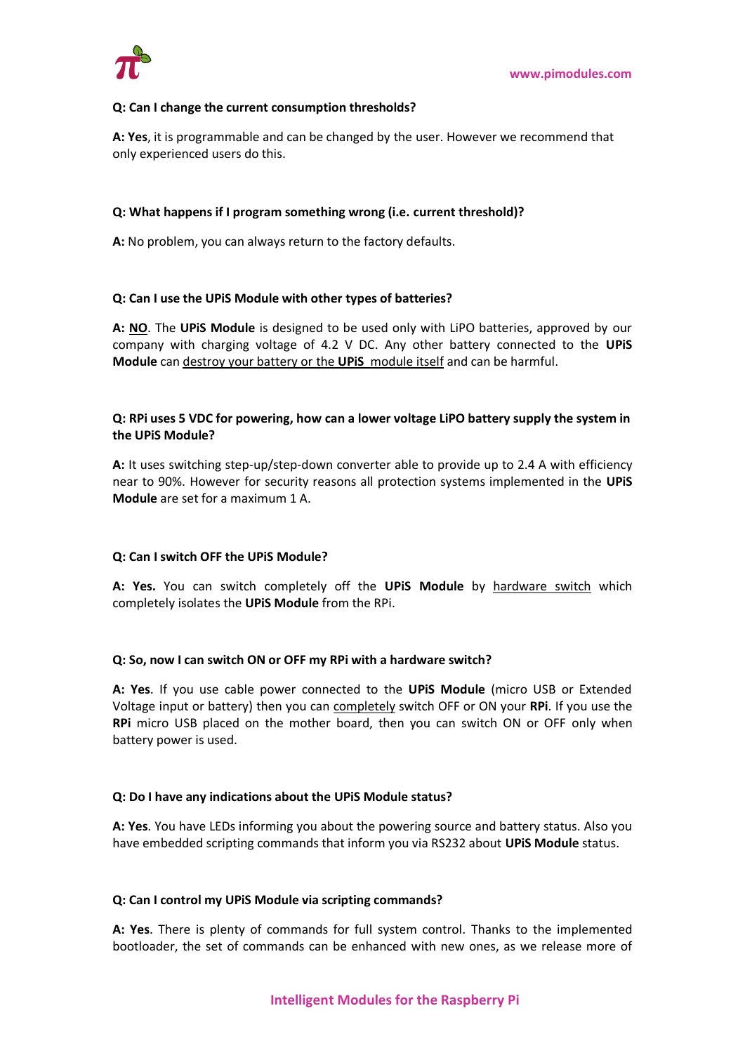**Q: Can I change the current consumption thresholds?**

**A: Yes**, it is programmable and can be changed by the user. However we recommend that only experienced users do this.

**Q: What happens if I program something wrong (i.e. current threshold)?**

**A:** No problem, you can always return to the factory defaults.

**Q: Can I use the UPiS Module with other types of batteries?**

**A: NO**. The **UPiS Module** is designed to be used only with LiPO batteries, approved by our company with charging voltage of 4.2 V DC. Any other battery connected to the **UPiS Module** can destroy your battery or the **UPiS** module itself and can be harmful.

**Q: RPi uses 5 VDC for powering, how can a lower voltage LiPO battery supply the system in the UPiS Module?**

**A:** It uses switching step-up/step-down converter able to provide up to 2.4 A with efficiency near to 90%. However for security reasons all protection systems implemented in the **UPiS Module** are set for a maximum 1 A.

**Q: Can I switch OFF the UPiS Module?**

**A: Yes.** You can switch completely off the **UPiS Module** by hardware switch which completely isolates the **UPiS Module** from the RPi.

**Q: So, now I can switch ON or OFF my RPi with a hardware switch?**

**A: Yes**. If you use cable power connected to the **UPiS Module** (micro USB or Extended Voltage input or battery) then you can completely switch OFF or ON your **RPi**. If you use the **RPi** micro USB placed on the mother board, then you can switch ON or OFF only when battery power is used.

**Q: Do I have any indications about the UPiS Module status?**

**A: Yes**. You have LEDs informing you about the powering source and battery status. Also you have embedded scripting commands that inform you via RS232 about **UPiS Module** status.

**Q: Can I control my UPiS Module via scripting commands?**

**A: Yes**. There is plenty of commands for full system control. Thanks to the implemented bootloader, the set of commands can be enhanced with new ones, as we release more of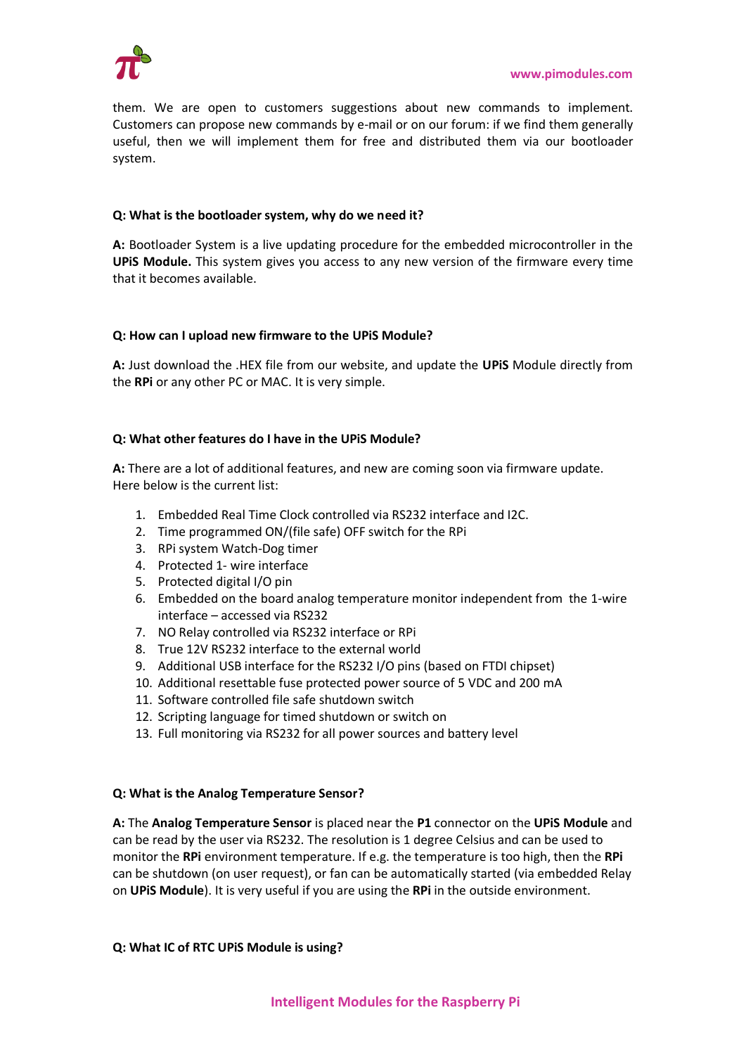them. We are open to customers suggestions about new commands to implement. Customers can propose new commands by e-mail or on our forum: if we find them generally useful, then we will implement them for free and distributed them via our bootloader system.

**Q: What is the bootloader system, why do we need it?**

**A:** Bootloader System is a live updating procedure for the embedded microcontroller in the **UPiS Module.** This system gives you access to any new version of the firmware every time that it becomes available.

**Q: How can I upload new firmware to the UPiS Module?**

**A:** Just download the .HEX file from our website, and update the **UPiS** Module directly from the **RPi** or any other PC or MAC. It is very simple.

**Q: What other features do I have in the UPiS Module?**

**A:** There are a lot of additional features, and new are coming soon via firmware update.
Here below is the current list:

1. Embedded Real Time Clock controlled via RS232 interface and I2C.
2. Time programmed ON/(file safe) OFF switch for the RPi
3. RPi system Watch-Dog timer
4. Protected 1- wire interface
5. Protected digital I/O pin
6. Embedded on the board analog temperature monitor independent from the 1-wire interface – accessed via RS232
7. NO Relay controlled via RS232 interface or RPi
8. True 12V RS232 interface to the external world
9. Additional USB interface for the RS232 I/O pins (based on FTDI chipset)
10. Additional resettable fuse protected power source of 5 VDC and 200 mA
11. Software controlled file safe shutdown switch
12. Scripting language for timed shutdown or switch on
13. Full monitoring via RS232 for all power sources and battery level

**Q: What is the Analog Temperature Sensor?**

**A:** The **Analog Temperature Sensor** is placed near the **P1** connector on the **UPiS Module** and can be read by the user via RS232. The resolution is 1 degree Celsius and can be used to monitor the **RPi** environment temperature. If e.g. the temperature is too high, then the **RPi** can be shutdown (on user request), or fan can be automatically started (via embedded Relay on **UPiS Module**). It is very useful if you are using the **RPi** in the outside environment.

**Q: What IC of RTC UPiS Module is using?**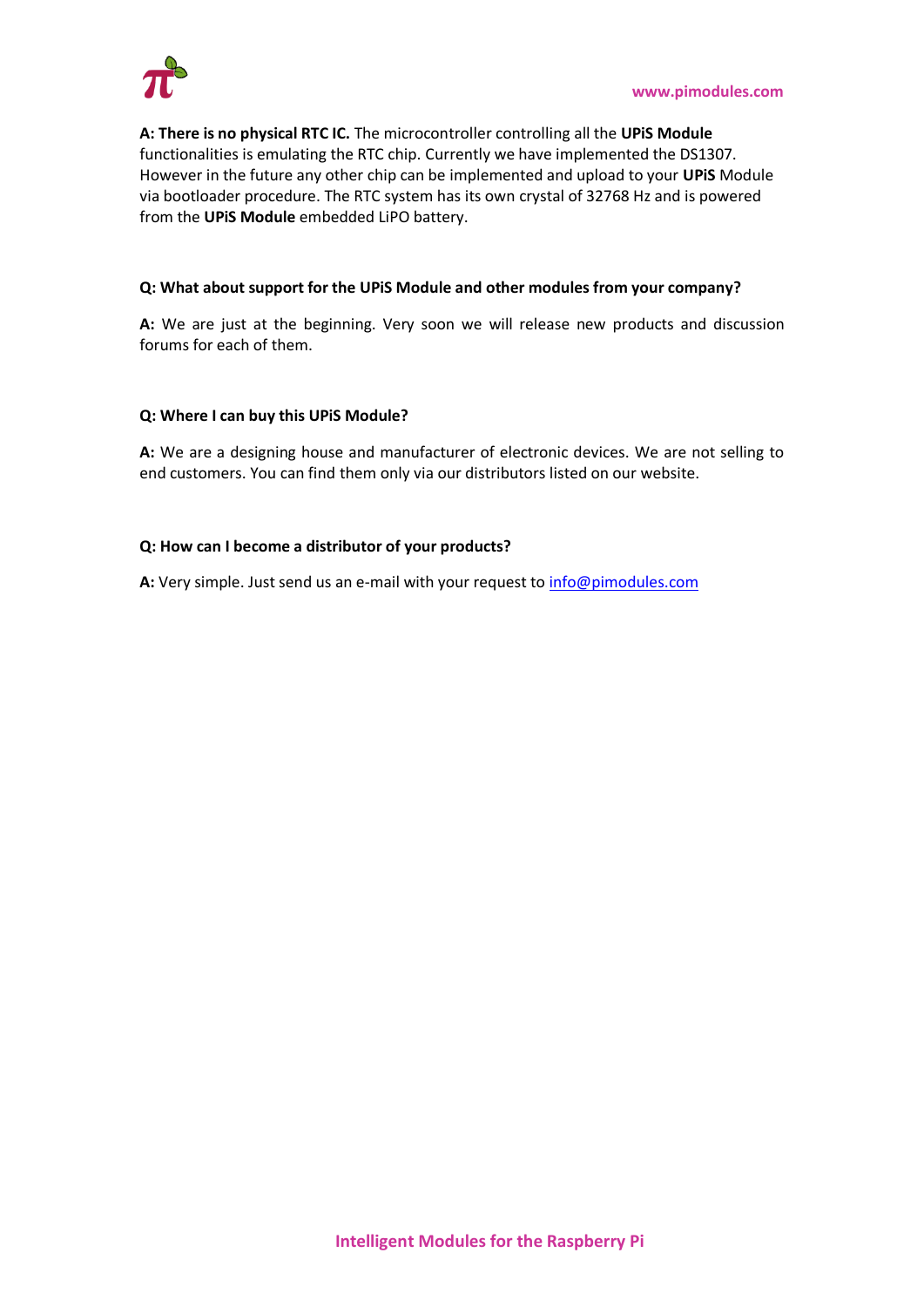**A: There is no physical RTC IC.** The microcontroller controlling all the **UPiS Module** functionalities is emulating the RTC chip. Currently we have implemented the DS1307. However in the future any other chip can be implemented and upload to your **UPiS** Module via bootloader procedure. The RTC system has its own crystal of 32768 Hz and is powered from the **UPiS Module** embedded LiPO battery.

**Q: What about support for the UPiS Module and other modules from your company?**

**A:** We are just at the beginning. Very soon we will release new products and discussion forums for each of them.

**Q: Where I can buy this UPiS Module?**

**A:** We are a designing house and manufacturer of electronic devices. We are not selling to end customers. You can find them only via our distributors listed on our website.

**Q: How can I become a distributor of your products?**

**A:** Very simple. Just send us an e-mail with your request to info@pimodules.com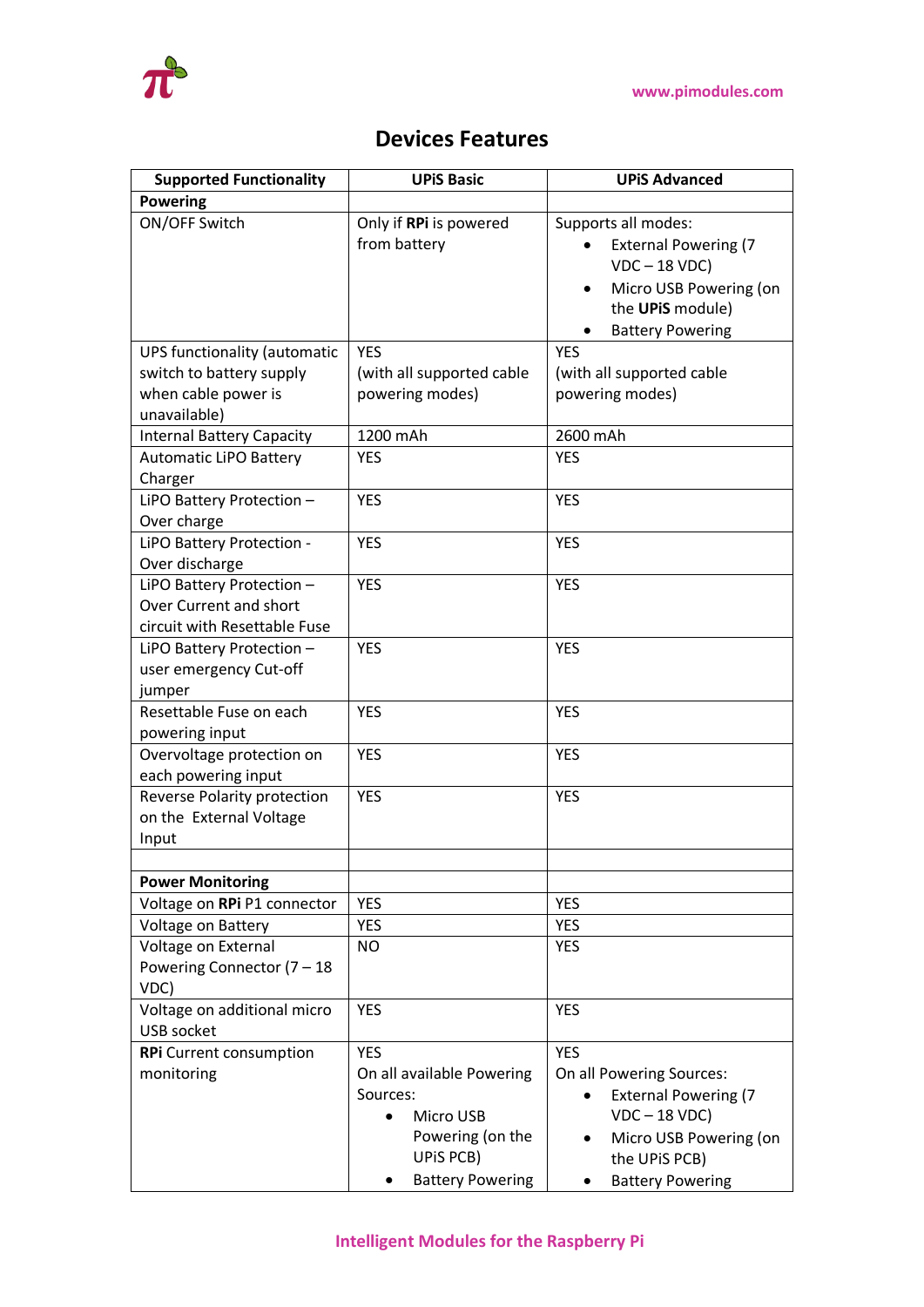# Devices Features

| Supported Functionality | UPiS Basic | UPiS Advanced |
|---|---|---|
| **Powering** | | |
| ON/OFF Switch | Only if **RPi** is powered from battery | Supports all modes: <br>• External Powering (7 VDC – 18 VDC) <br>• Micro USB Powering (on the **UPiS** module) <br>• Battery Powering |
| UPS functionality (automatic switch to battery supply when cable power is unavailable) | YES (with all supported cable powering modes) | YES (with all supported cable powering modes) |
| Internal Battery Capacity | 1200 mAh | 2600 mAh |
| Automatic LiPO Battery Charger | YES | YES |
| LiPO Battery Protection – Over charge | YES | YES |
| LiPO Battery Protection - Over discharge | YES | YES |
| LiPO Battery Protection – Over Current and short circuit with Resettable Fuse | YES | YES |
| LiPO Battery Protection – user emergency Cut-off jumper | YES | YES |
| Resettable Fuse on each powering input | YES | YES |
| Overvoltage protection on each powering input | YES | YES |
| Reverse Polarity protection on the External Voltage Input | YES | YES |
| | | |
| **Power Monitoring** | | |
| Voltage on **RPi** P1 connector | YES | YES |
| Voltage on Battery | YES | YES |
| Voltage on External Powering Connector (7 – 18 VDC) | NO | YES |
| Voltage on additional micro USB socket | YES | YES |
| **RPi** Current consumption monitoring | YES <br>On all available Powering Sources: <br>• Micro USB Powering (on the UPiS PCB) <br>• Battery Powering | YES <br>On all Powering Sources: <br>• External Powering (7 VDC – 18 VDC) <br>• Micro USB Powering (on the UPiS PCB) <br>• Battery Powering |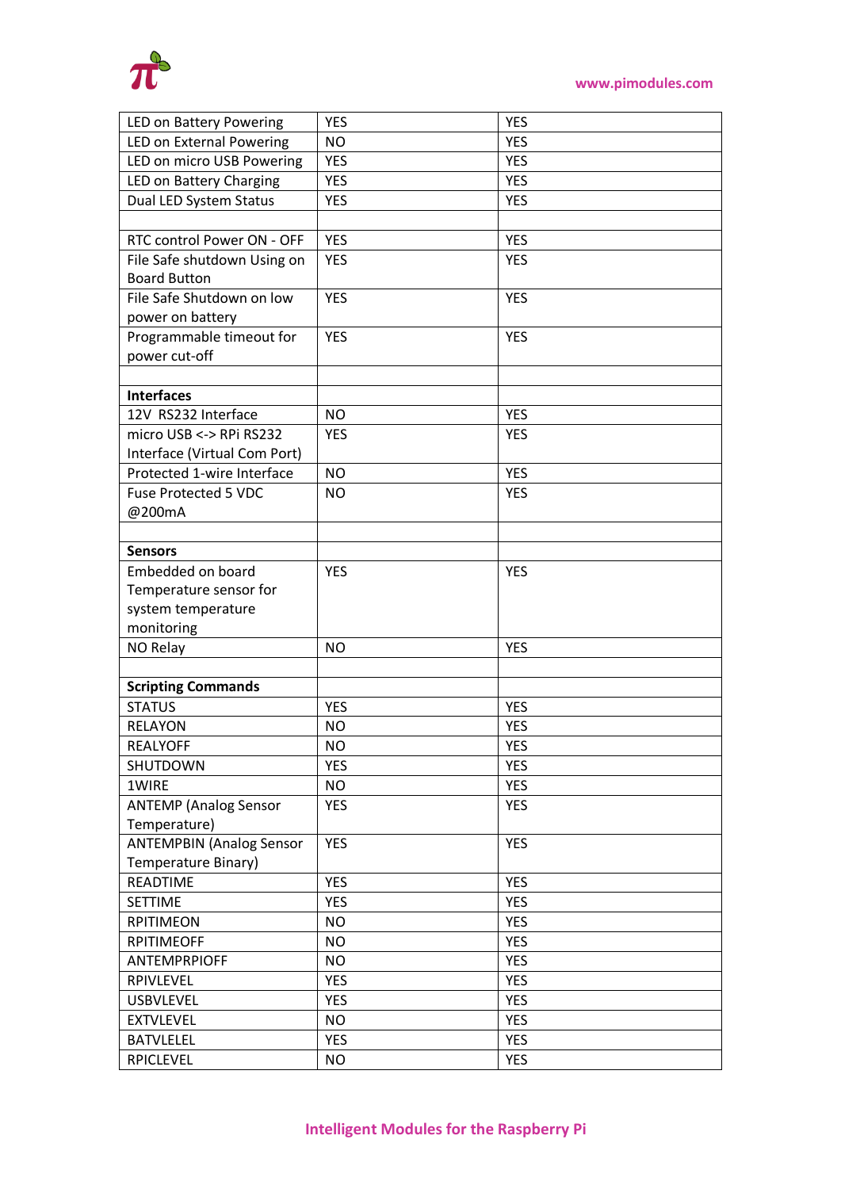| | | |
|---|---|---|
| LED on Battery Powering | YES | YES |
| LED on External Powering | NO | YES |
| LED on micro USB Powering | YES | YES |
| LED on Battery Charging | YES | YES |
| Dual LED System Status | YES | YES |
| | | |
| RTC control Power ON - OFF | YES | YES |
| File Safe shutdown Using on Board Button | YES | YES |
| File Safe Shutdown on low power on battery | YES | YES |
| Programmable timeout for power cut-off | YES | YES |
| | | |
| **Interfaces** | | |
| 12V RS232 Interface | NO | YES |
| micro USB <-> RPi RS232 Interface (Virtual Com Port) | YES | YES |
| Protected 1-wire Interface | NO | YES |
| Fuse Protected 5 VDC @200mA | NO | YES |
| | | |
| **Sensors** | | |
| Embedded on board Temperature sensor for system temperature monitoring | YES | YES |
| NO Relay | NO | YES |
| | | |
| **Scripting Commands** | | |
| STATUS | YES | YES |
| RELAYON | NO | YES |
| REALYOFF | NO | YES |
| SHUTDOWN | YES | YES |
| 1WIRE | NO | YES |
| ANTEMP (Analog Sensor Temperature) | YES | YES |
| ANTEMPBIN (Analog Sensor Temperature Binary) | YES | YES |
| READTIME | YES | YES |
| SETTIME | YES | YES |
| RPITIMEON | NO | YES |
| RPITIMEOFF | NO | YES |
| ANTEMPRPIOFF | NO | YES |
| RPIVLEVEL | YES | YES |
| USBVLEVEL | YES | YES |
| EXTVLEVEL | NO | YES |
| BATVLELEL | YES | YES |
| RPICLEVEL | NO | YES |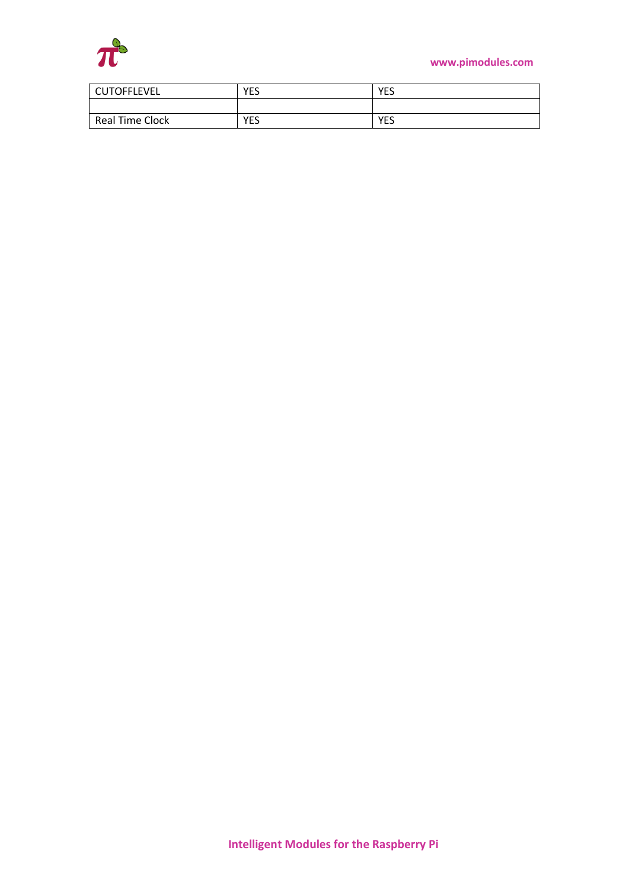| | | |
|---|---|---|
| CUTOFFLEVEL | YES | YES |
| | | |
| Real Time Clock | YES | YES |